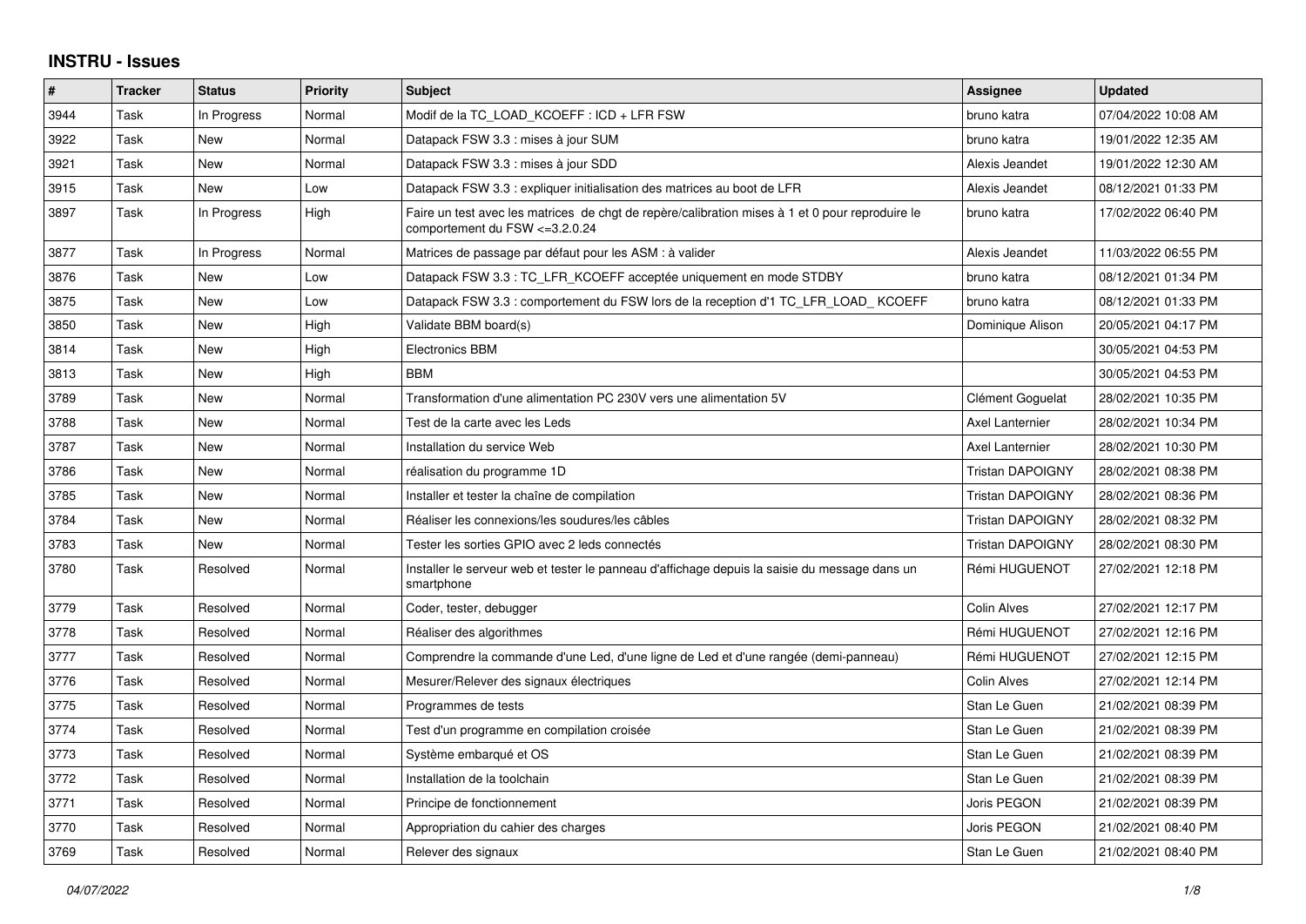## INSTRU - Issues

| # | Tracker | Status | Priority | Subject | Assignee | Updated |
|---|---|---|---|---|---|---|
| 3944 | Task | In Progress | Normal | Modif de la TC_LOAD_KCOEFF : ICD + LFR FSW | bruno katra | 07/04/2022 10:08 AM |
| 3922 | Task | New | Normal | Datapack FSW 3.3 : mises à jour SUM | bruno katra | 19/01/2022 12:35 AM |
| 3921 | Task | New | Normal | Datapack FSW 3.3 : mises à jour SDD | Alexis Jeandet | 19/01/2022 12:30 AM |
| 3915 | Task | New | Low | Datapack FSW 3.3 : expliquer initialisation des matrices au boot de LFR | Alexis Jeandet | 08/12/2021 01:33 PM |
| 3897 | Task | In Progress | High | Faire un test avec les matrices de chgt de repère/calibration mises à 1 et 0 pour reproduire le comportement du FSW <=3.2.0.24 | bruno katra | 17/02/2022 06:40 PM |
| 3877 | Task | In Progress | Normal | Matrices de passage par défaut pour les ASM : à valider | Alexis Jeandet | 11/03/2022 06:55 PM |
| 3876 | Task | New | Low | Datapack FSW 3.3 : TC_LFR_KCOEFF acceptée uniquement en mode STDBY | bruno katra | 08/12/2021 01:34 PM |
| 3875 | Task | New | Low | Datapack FSW 3.3 : comportement du FSW lors de la reception d'1 TC_LFR_LOAD_ KCOEFF | bruno katra | 08/12/2021 01:33 PM |
| 3850 | Task | New | High | Validate BBM board(s) | Dominique Alison | 20/05/2021 04:17 PM |
| 3814 | Task | New | High | Electronics BBM | | 30/05/2021 04:53 PM |
| 3813 | Task | New | High | BBM | | 30/05/2021 04:53 PM |
| 3789 | Task | New | Normal | Transformation d'une alimentation PC 230V vers une alimentation 5V | Clément Goguelat | 28/02/2021 10:35 PM |
| 3788 | Task | New | Normal | Test de la carte avec les Leds | Axel Lanternier | 28/02/2021 10:34 PM |
| 3787 | Task | New | Normal | Installation du service Web | Axel Lanternier | 28/02/2021 10:30 PM |
| 3786 | Task | New | Normal | réalisation du programme 1D | Tristan DAPOIGNY | 28/02/2021 08:38 PM |
| 3785 | Task | New | Normal | Installer et tester la chaîne de compilation | Tristan DAPOIGNY | 28/02/2021 08:36 PM |
| 3784 | Task | New | Normal | Réaliser les connexions/les soudures/les câbles | Tristan DAPOIGNY | 28/02/2021 08:32 PM |
| 3783 | Task | New | Normal | Tester les sorties GPIO avec 2 leds connectés | Tristan DAPOIGNY | 28/02/2021 08:30 PM |
| 3780 | Task | Resolved | Normal | Installer le serveur web et tester le panneau d'affichage depuis la saisie du message dans un smartphone | Rémi HUGUENOT | 27/02/2021 12:18 PM |
| 3779 | Task | Resolved | Normal | Coder, tester, debugger | Colin Alves | 27/02/2021 12:17 PM |
| 3778 | Task | Resolved | Normal | Réaliser des algorithmes | Rémi HUGUENOT | 27/02/2021 12:16 PM |
| 3777 | Task | Resolved | Normal | Comprendre la commande d'une Led, d'une ligne de Led et d'une rangée (demi-panneau) | Rémi HUGUENOT | 27/02/2021 12:15 PM |
| 3776 | Task | Resolved | Normal | Mesurer/Relever des signaux électriques | Colin Alves | 27/02/2021 12:14 PM |
| 3775 | Task | Resolved | Normal | Programmes de tests | Stan Le Guen | 21/02/2021 08:39 PM |
| 3774 | Task | Resolved | Normal | Test d'un programme en compilation croisée | Stan Le Guen | 21/02/2021 08:39 PM |
| 3773 | Task | Resolved | Normal | Système embarqué et OS | Stan Le Guen | 21/02/2021 08:39 PM |
| 3772 | Task | Resolved | Normal | Installation de la toolchain | Stan Le Guen | 21/02/2021 08:39 PM |
| 3771 | Task | Resolved | Normal | Principe de fonctionnement | Joris PEGON | 21/02/2021 08:39 PM |
| 3770 | Task | Resolved | Normal | Appropriation du cahier des charges | Joris PEGON | 21/02/2021 08:40 PM |
| 3769 | Task | Resolved | Normal | Relever des signaux | Stan Le Guen | 21/02/2021 08:40 PM |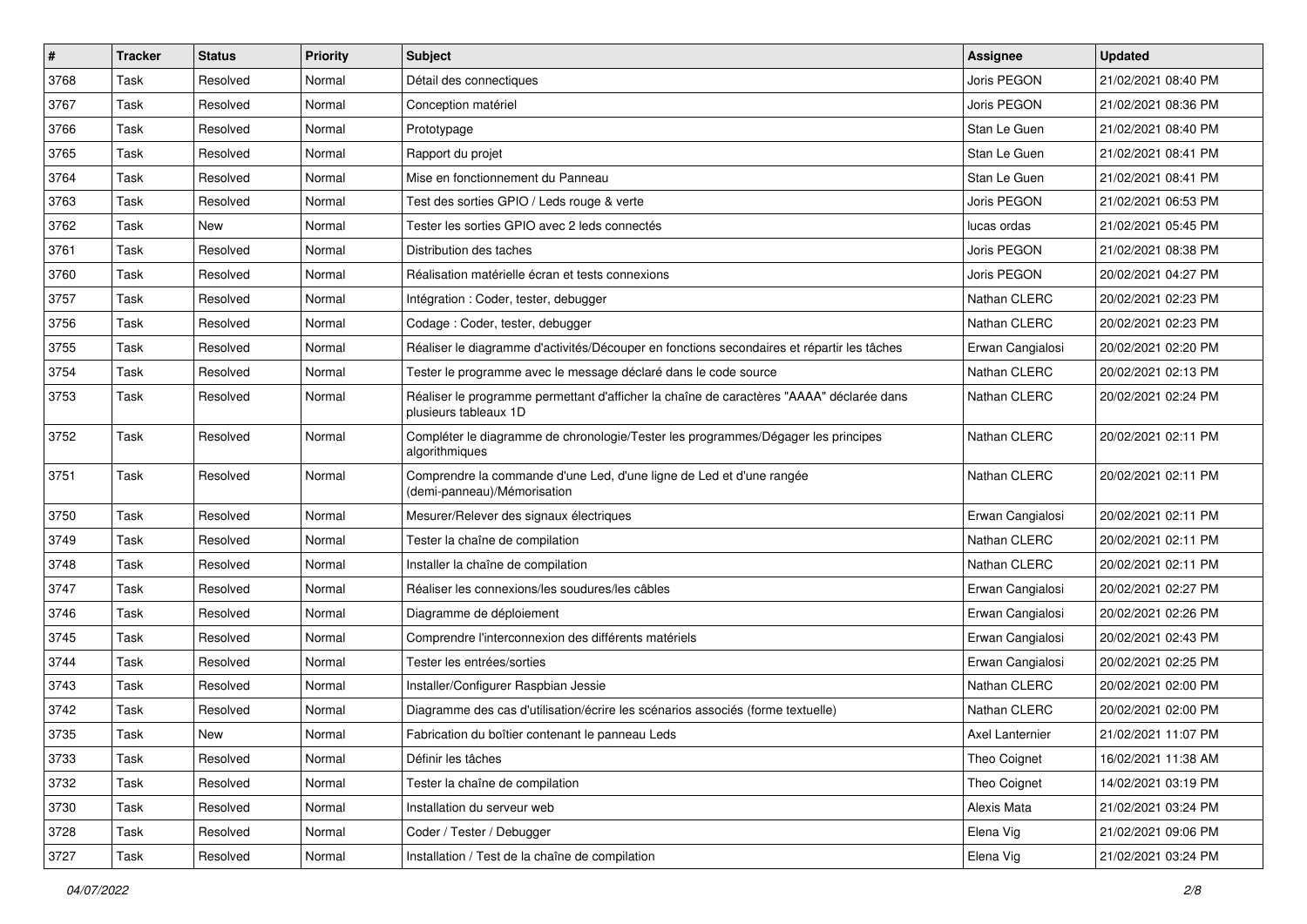| # | Tracker | Status | Priority | Subject | Assignee | Updated |
|---|---|---|---|---|---|---|
| 3768 | Task | Resolved | Normal | Détail des connectiques | Joris PEGON | 21/02/2021 08:40 PM |
| 3767 | Task | Resolved | Normal | Conception matériel | Joris PEGON | 21/02/2021 08:36 PM |
| 3766 | Task | Resolved | Normal | Prototypage | Stan Le Guen | 21/02/2021 08:40 PM |
| 3765 | Task | Resolved | Normal | Rapport du projet | Stan Le Guen | 21/02/2021 08:41 PM |
| 3764 | Task | Resolved | Normal | Mise en fonctionnement du Panneau | Stan Le Guen | 21/02/2021 08:41 PM |
| 3763 | Task | Resolved | Normal | Test des sorties GPIO / Leds rouge & verte | Joris PEGON | 21/02/2021 06:53 PM |
| 3762 | Task | New | Normal | Tester les sorties GPIO avec 2 leds connectés | lucas ordas | 21/02/2021 05:45 PM |
| 3761 | Task | Resolved | Normal | Distribution des taches | Joris PEGON | 21/02/2021 08:38 PM |
| 3760 | Task | Resolved | Normal | Réalisation matérielle écran et tests connexions | Joris PEGON | 20/02/2021 04:27 PM |
| 3757 | Task | Resolved | Normal | Intégration : Coder, tester, debugger | Nathan CLERC | 20/02/2021 02:23 PM |
| 3756 | Task | Resolved | Normal | Codage : Coder, tester, debugger | Nathan CLERC | 20/02/2021 02:23 PM |
| 3755 | Task | Resolved | Normal | Réaliser le diagramme d'activités/Découper en fonctions secondaires et répartir les tâches | Erwan Cangialosi | 20/02/2021 02:20 PM |
| 3754 | Task | Resolved | Normal | Tester le programme avec le message déclaré dans le code source | Nathan CLERC | 20/02/2021 02:13 PM |
| 3753 | Task | Resolved | Normal | Réaliser le programme permettant d'afficher la chaîne de caractères "AAAA" déclarée dans plusieurs tableaux 1D | Nathan CLERC | 20/02/2021 02:24 PM |
| 3752 | Task | Resolved | Normal | Compléter le diagramme de chronologie/Tester les programmes/Dégager les principes algorithmiques | Nathan CLERC | 20/02/2021 02:11 PM |
| 3751 | Task | Resolved | Normal | Comprendre la commande d'une Led, d'une ligne de Led et d'une rangée (demi-panneau)/Mémorisation | Nathan CLERC | 20/02/2021 02:11 PM |
| 3750 | Task | Resolved | Normal | Mesurer/Relever des signaux électriques | Erwan Cangialosi | 20/02/2021 02:11 PM |
| 3749 | Task | Resolved | Normal | Tester la chaîne de compilation | Nathan CLERC | 20/02/2021 02:11 PM |
| 3748 | Task | Resolved | Normal | Installer la chaîne de compilation | Nathan CLERC | 20/02/2021 02:11 PM |
| 3747 | Task | Resolved | Normal | Réaliser les connexions/les soudures/les câbles | Erwan Cangialosi | 20/02/2021 02:27 PM |
| 3746 | Task | Resolved | Normal | Diagramme de déploiement | Erwan Cangialosi | 20/02/2021 02:26 PM |
| 3745 | Task | Resolved | Normal | Comprendre l'interconnexion des différents matériels | Erwan Cangialosi | 20/02/2021 02:43 PM |
| 3744 | Task | Resolved | Normal | Tester les entrées/sorties | Erwan Cangialosi | 20/02/2021 02:25 PM |
| 3743 | Task | Resolved | Normal | Installer/Configurer Raspbian Jessie | Nathan CLERC | 20/02/2021 02:00 PM |
| 3742 | Task | Resolved | Normal | Diagramme des cas d'utilisation/écrire les scénarios associés (forme textuelle) | Nathan CLERC | 20/02/2021 02:00 PM |
| 3735 | Task | New | Normal | Fabrication du boîtier contenant le panneau Leds | Axel Lanternier | 21/02/2021 11:07 PM |
| 3733 | Task | Resolved | Normal | Définir les tâches | Theo Coignet | 16/02/2021 11:38 AM |
| 3732 | Task | Resolved | Normal | Tester la chaîne de compilation | Theo Coignet | 14/02/2021 03:19 PM |
| 3730 | Task | Resolved | Normal | Installation du serveur web | Alexis Mata | 21/02/2021 03:24 PM |
| 3728 | Task | Resolved | Normal | Coder / Tester / Debugger | Elena Vig | 21/02/2021 09:06 PM |
| 3727 | Task | Resolved | Normal | Installation / Test de la chaîne de compilation | Elena Vig | 21/02/2021 03:24 PM |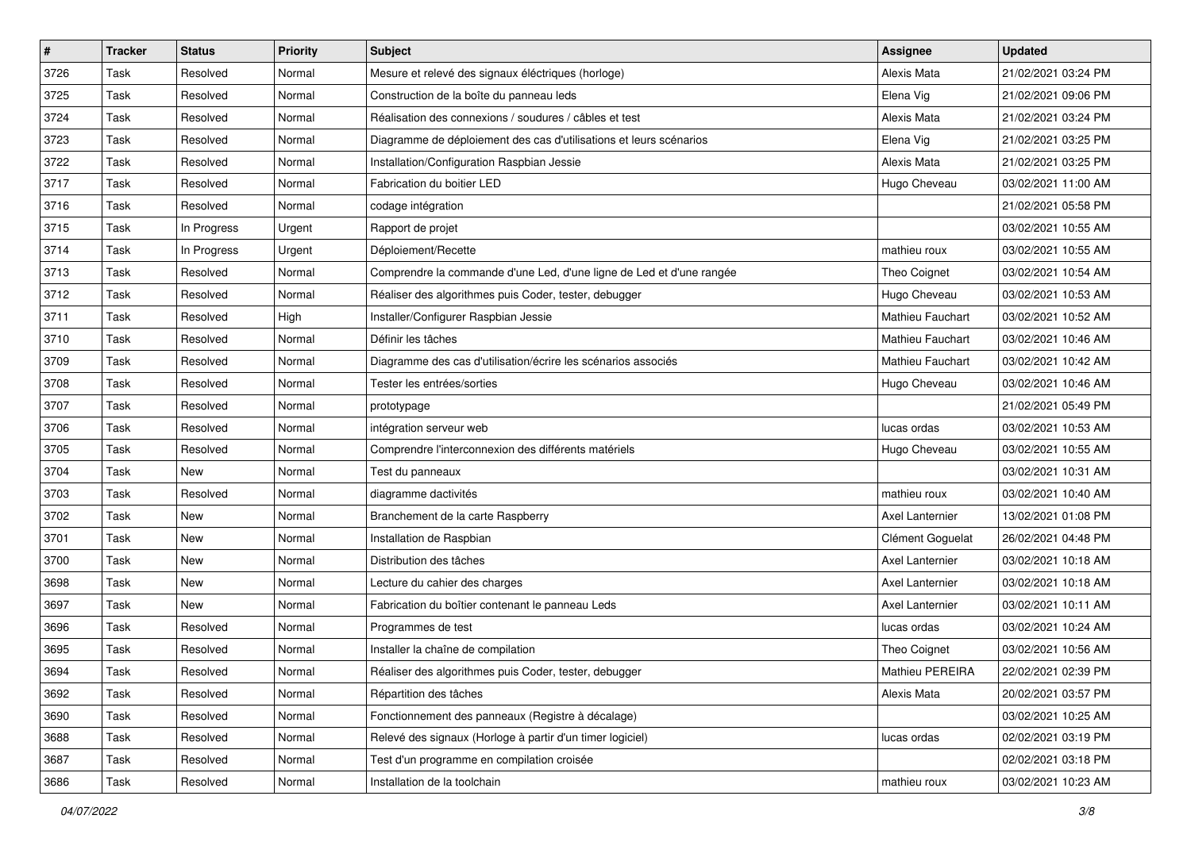| # | Tracker | Status | Priority | Subject | Assignee | Updated |
|---|---|---|---|---|---|---|
| 3726 | Task | Resolved | Normal | Mesure et relevé des signaux éléctriques (horloge) | Alexis Mata | 21/02/2021 03:24 PM |
| 3725 | Task | Resolved | Normal | Construction de la boîte du panneau leds | Elena Vig | 21/02/2021 09:06 PM |
| 3724 | Task | Resolved | Normal | Réalisation des connexions / soudures / câbles et test | Alexis Mata | 21/02/2021 03:24 PM |
| 3723 | Task | Resolved | Normal | Diagramme de déploiement des cas d'utilisations et leurs scénarios | Elena Vig | 21/02/2021 03:25 PM |
| 3722 | Task | Resolved | Normal | Installation/Configuration Raspbian Jessie | Alexis Mata | 21/02/2021 03:25 PM |
| 3717 | Task | Resolved | Normal | Fabrication du boitier LED | Hugo Cheveau | 03/02/2021 11:00 AM |
| 3716 | Task | Resolved | Normal | codage intégration | | 21/02/2021 05:58 PM |
| 3715 | Task | In Progress | Urgent | Rapport de projet | | 03/02/2021 10:55 AM |
| 3714 | Task | In Progress | Urgent | Déploiement/Recette | mathieu roux | 03/02/2021 10:55 AM |
| 3713 | Task | Resolved | Normal | Comprendre la commande d'une Led, d'une ligne de Led et d'une rangée | Theo Coignet | 03/02/2021 10:54 AM |
| 3712 | Task | Resolved | Normal | Réaliser des algorithmes puis Coder, tester, debugger | Hugo Cheveau | 03/02/2021 10:53 AM |
| 3711 | Task | Resolved | High | Installer/Configurer Raspbian Jessie | Mathieu Fauchart | 03/02/2021 10:52 AM |
| 3710 | Task | Resolved | Normal | Définir les tâches | Mathieu Fauchart | 03/02/2021 10:46 AM |
| 3709 | Task | Resolved | Normal | Diagramme des cas d'utilisation/écrire les scénarios associés | Mathieu Fauchart | 03/02/2021 10:42 AM |
| 3708 | Task | Resolved | Normal | Tester les entrées/sorties | Hugo Cheveau | 03/02/2021 10:46 AM |
| 3707 | Task | Resolved | Normal | prototypage | | 21/02/2021 05:49 PM |
| 3706 | Task | Resolved | Normal | intégration serveur web | lucas ordas | 03/02/2021 10:53 AM |
| 3705 | Task | Resolved | Normal | Comprendre l'interconnexion des différents matériels | Hugo Cheveau | 03/02/2021 10:55 AM |
| 3704 | Task | New | Normal | Test du panneaux | | 03/02/2021 10:31 AM |
| 3703 | Task | Resolved | Normal | diagramme dactivités | mathieu roux | 03/02/2021 10:40 AM |
| 3702 | Task | New | Normal | Branchement de la carte Raspberry | Axel Lanternier | 13/02/2021 01:08 PM |
| 3701 | Task | New | Normal | Installation de Raspbian | Clément Goguelat | 26/02/2021 04:48 PM |
| 3700 | Task | New | Normal | Distribution des tâches | Axel Lanternier | 03/02/2021 10:18 AM |
| 3698 | Task | New | Normal | Lecture du cahier des charges | Axel Lanternier | 03/02/2021 10:18 AM |
| 3697 | Task | New | Normal | Fabrication du boîtier contenant le panneau Leds | Axel Lanternier | 03/02/2021 10:11 AM |
| 3696 | Task | Resolved | Normal | Programmes de test | lucas ordas | 03/02/2021 10:24 AM |
| 3695 | Task | Resolved | Normal | Installer la chaîne de compilation | Theo Coignet | 03/02/2021 10:56 AM |
| 3694 | Task | Resolved | Normal | Réaliser des algorithmes puis Coder, tester, debugger | Mathieu PEREIRA | 22/02/2021 02:39 PM |
| 3692 | Task | Resolved | Normal | Répartition des tâches | Alexis Mata | 20/02/2021 03:57 PM |
| 3690 | Task | Resolved | Normal | Fonctionnement des panneaux (Registre à décalage) | | 03/02/2021 10:25 AM |
| 3688 | Task | Resolved | Normal | Relevé des signaux (Horloge à partir d'un timer logiciel) | lucas ordas | 02/02/2021 03:19 PM |
| 3687 | Task | Resolved | Normal | Test d'un programme en compilation croisée | | 02/02/2021 03:18 PM |
| 3686 | Task | Resolved | Normal | Installation de la toolchain | mathieu roux | 03/02/2021 10:23 AM |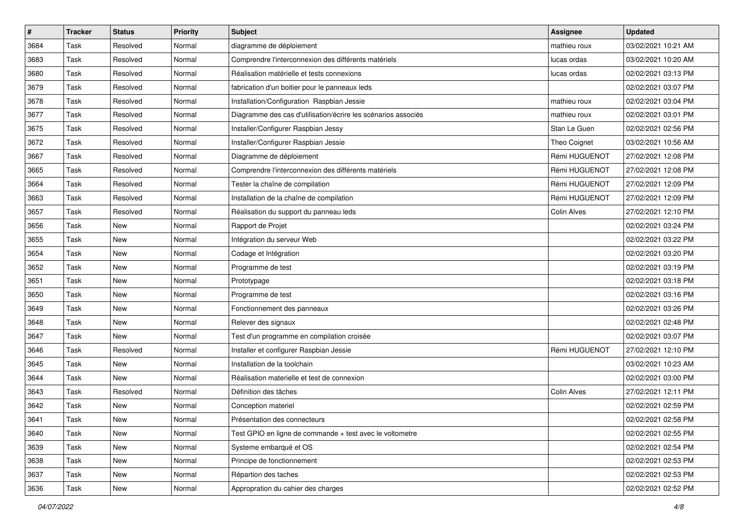| # | Tracker | Status | Priority | Subject | Assignee | Updated |
|---|---|---|---|---|---|---|
| 3684 | Task | Resolved | Normal | diagramme de déploiement | mathieu roux | 03/02/2021 10:21 AM |
| 3683 | Task | Resolved | Normal | Comprendre l'interconnexion des différents matériels | lucas ordas | 03/02/2021 10:20 AM |
| 3680 | Task | Resolved | Normal | Réalisation matérielle et tests connexions | lucas ordas | 02/02/2021 03:13 PM |
| 3679 | Task | Resolved | Normal | fabrication d'un boitier pour le panneaux leds | | 02/02/2021 03:07 PM |
| 3678 | Task | Resolved | Normal | Installation/Configuration Raspbian Jessie | mathieu roux | 02/02/2021 03:04 PM |
| 3677 | Task | Resolved | Normal | Diagramme des cas d'utilisation/écrire les scénarios associés | mathieu roux | 02/02/2021 03:01 PM |
| 3675 | Task | Resolved | Normal | Installer/Configurer Raspbian Jessy | Stan Le Guen | 02/02/2021 02:56 PM |
| 3672 | Task | Resolved | Normal | Installer/Configurer Raspbian Jessie | Theo Coignet | 03/02/2021 10:56 AM |
| 3667 | Task | Resolved | Normal | Diagramme de déploiement | Rémi HUGUENOT | 27/02/2021 12:08 PM |
| 3665 | Task | Resolved | Normal | Comprendre l'interconnexion des différents matériels | Rémi HUGUENOT | 27/02/2021 12:08 PM |
| 3664 | Task | Resolved | Normal | Tester la chaîne de compilation | Rémi HUGUENOT | 27/02/2021 12:09 PM |
| 3663 | Task | Resolved | Normal | Installation de la chaîne de compilation | Rémi HUGUENOT | 27/02/2021 12:09 PM |
| 3657 | Task | Resolved | Normal | Réalisation du support du panneau leds | Colin Alves | 27/02/2021 12:10 PM |
| 3656 | Task | New | Normal | Rapport de Projet | | 02/02/2021 03:24 PM |
| 3655 | Task | New | Normal | Intégration du serveur Web | | 02/02/2021 03:22 PM |
| 3654 | Task | New | Normal | Codage et Intégration | | 02/02/2021 03:20 PM |
| 3652 | Task | New | Normal | Programme de test | | 02/02/2021 03:19 PM |
| 3651 | Task | New | Normal | Prototypage | | 02/02/2021 03:18 PM |
| 3650 | Task | New | Normal | Programme de test | | 02/02/2021 03:16 PM |
| 3649 | Task | New | Normal | Fonctionnement des panneaux | | 02/02/2021 03:26 PM |
| 3648 | Task | New | Normal | Relever des signaux | | 02/02/2021 02:48 PM |
| 3647 | Task | New | Normal | Test d'un programme en compilation croisée | | 02/02/2021 03:07 PM |
| 3646 | Task | Resolved | Normal | Installer et configurer Raspbian Jessie | Rémi HUGUENOT | 27/02/2021 12:10 PM |
| 3645 | Task | New | Normal | Installation de la toolchain | | 03/02/2021 10:23 AM |
| 3644 | Task | New | Normal | Réalisation materielle et test de connexion | | 02/02/2021 03:00 PM |
| 3643 | Task | Resolved | Normal | Définition des tâches | Colin Alves | 27/02/2021 12:11 PM |
| 3642 | Task | New | Normal | Conception materiel | | 02/02/2021 02:59 PM |
| 3641 | Task | New | Normal | Présentation des connecteurs | | 02/02/2021 02:58 PM |
| 3640 | Task | New | Normal | Test GPIO en ligne de commande + test avec le voltometre | | 02/02/2021 02:55 PM |
| 3639 | Task | New | Normal | Systeme embarqué et OS | | 02/02/2021 02:54 PM |
| 3638 | Task | New | Normal | Principe de fonctionnement | | 02/02/2021 02:53 PM |
| 3637 | Task | New | Normal | Répartion des taches | | 02/02/2021 02:53 PM |
| 3636 | Task | New | Normal | Appropration du cahier des charges | | 02/02/2021 02:52 PM |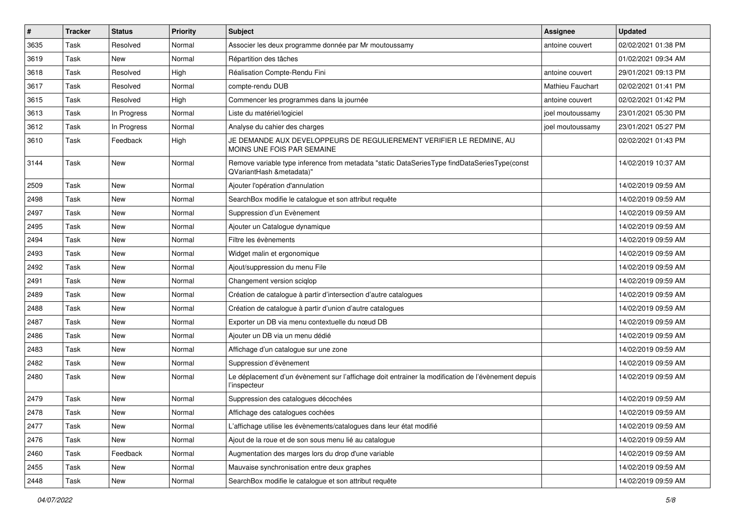| # | Tracker | Status | Priority | Subject | Assignee | Updated |
|---|---|---|---|---|---|---|
| 3635 | Task | Resolved | Normal | Associer les deux programme donnée par Mr moutoussamy | antoine couvert | 02/02/2021 01:38 PM |
| 3619 | Task | New | Normal | Répartition des tâches | | 01/02/2021 09:34 AM |
| 3618 | Task | Resolved | High | Réalisation Compte-Rendu Fini | antoine couvert | 29/01/2021 09:13 PM |
| 3617 | Task | Resolved | Normal | compte-rendu DUB | Mathieu Fauchart | 02/02/2021 01:41 PM |
| 3615 | Task | Resolved | High | Commencer les programmes dans la journée | antoine couvert | 02/02/2021 01:42 PM |
| 3613 | Task | In Progress | Normal | Liste du matériel/logiciel | joel moutoussamy | 23/01/2021 05:30 PM |
| 3612 | Task | In Progress | Normal | Analyse du cahier des charges | joel moutoussamy | 23/01/2021 05:27 PM |
| 3610 | Task | Feedback | High | JE DEMANDE AUX DEVELOPPEURS DE REGULIEREMENT VERIFIER LE REDMINE, AU MOINS UNE FOIS PAR SEMAINE | | 02/02/2021 01:43 PM |
| 3144 | Task | New | Normal | Remove variable type inference from metadata "static DataSeriesType findDataSeriesType(const QVariantHash &metadata)" | | 14/02/2019 10:37 AM |
| 2509 | Task | New | Normal | Ajouter l'opération d'annulation | | 14/02/2019 09:59 AM |
| 2498 | Task | New | Normal | SearchBox modifie le catalogue et son attribut requête | | 14/02/2019 09:59 AM |
| 2497 | Task | New | Normal | Suppression d'un Evènement | | 14/02/2019 09:59 AM |
| 2495 | Task | New | Normal | Ajouter un Catalogue dynamique | | 14/02/2019 09:59 AM |
| 2494 | Task | New | Normal | Filtre les évènements | | 14/02/2019 09:59 AM |
| 2493 | Task | New | Normal | Widget malin et ergonomique | | 14/02/2019 09:59 AM |
| 2492 | Task | New | Normal | Ajout/suppression du menu File | | 14/02/2019 09:59 AM |
| 2491 | Task | New | Normal | Changement version sciqlop | | 14/02/2019 09:59 AM |
| 2489 | Task | New | Normal | Création de catalogue à partir d'intersection d'autre catalogues | | 14/02/2019 09:59 AM |
| 2488 | Task | New | Normal | Création de catalogue à partir d'union d'autre catalogues | | 14/02/2019 09:59 AM |
| 2487 | Task | New | Normal | Exporter un DB via menu contextuelle du nœud DB | | 14/02/2019 09:59 AM |
| 2486 | Task | New | Normal | Ajouter un DB via un menu dédié | | 14/02/2019 09:59 AM |
| 2483 | Task | New | Normal | Affichage d'un catalogue sur une zone | | 14/02/2019 09:59 AM |
| 2482 | Task | New | Normal | Suppression d'évènement | | 14/02/2019 09:59 AM |
| 2480 | Task | New | Normal | Le déplacement d'un évènement sur l'affichage doit entrainer la modification de l'évènement depuis l'inspecteur | | 14/02/2019 09:59 AM |
| 2479 | Task | New | Normal | Suppression des catalogues décochées | | 14/02/2019 09:59 AM |
| 2478 | Task | New | Normal | Affichage des catalogues cochées | | 14/02/2019 09:59 AM |
| 2477 | Task | New | Normal | L'affichage utilise les évènements/catalogues dans leur état modifié | | 14/02/2019 09:59 AM |
| 2476 | Task | New | Normal | Ajout de la roue et de son sous menu lié au catalogue | | 14/02/2019 09:59 AM |
| 2460 | Task | Feedback | Normal | Augmentation des marges lors du drop d'une variable | | 14/02/2019 09:59 AM |
| 2455 | Task | New | Normal | Mauvaise synchronisation entre deux graphes | | 14/02/2019 09:59 AM |
| 2448 | Task | New | Normal | SearchBox modifie le catalogue et son attribut requête | | 14/02/2019 09:59 AM |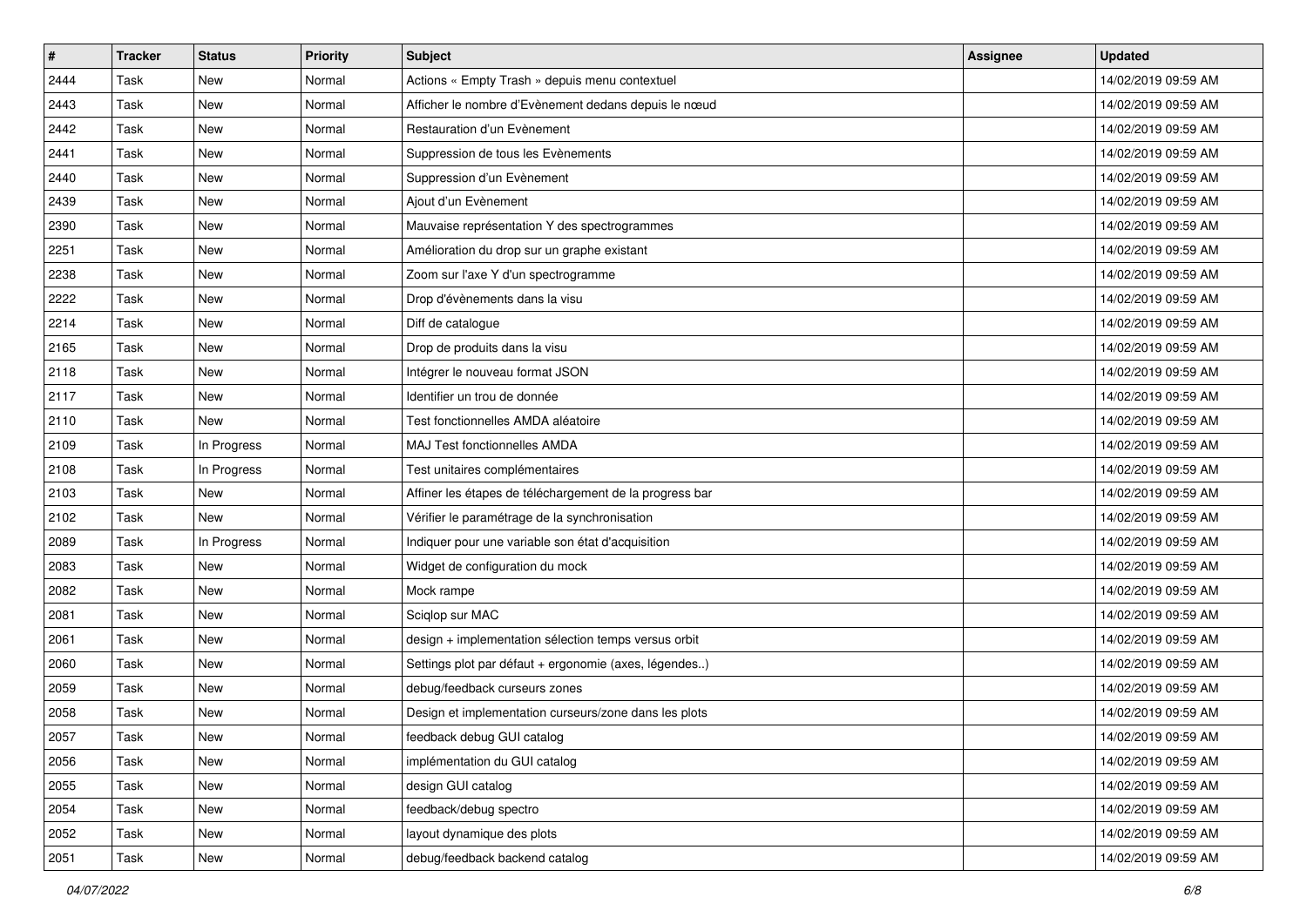| # | Tracker | Status | Priority | Subject | Assignee | Updated |
|---|---|---|---|---|---|---|
| 2444 | Task | New | Normal | Actions « Empty Trash » depuis menu contextuel | | 14/02/2019 09:59 AM |
| 2443 | Task | New | Normal | Afficher le nombre d'Evènement dedans depuis le nœud | | 14/02/2019 09:59 AM |
| 2442 | Task | New | Normal | Restauration d'un Evènement | | 14/02/2019 09:59 AM |
| 2441 | Task | New | Normal | Suppression de tous les Evènements | | 14/02/2019 09:59 AM |
| 2440 | Task | New | Normal | Suppression d'un Evènement | | 14/02/2019 09:59 AM |
| 2439 | Task | New | Normal | Ajout d'un Evènement | | 14/02/2019 09:59 AM |
| 2390 | Task | New | Normal | Mauvaise représentation Y des spectrogrammes | | 14/02/2019 09:59 AM |
| 2251 | Task | New | Normal | Amélioration du drop sur un graphe existant | | 14/02/2019 09:59 AM |
| 2238 | Task | New | Normal | Zoom sur l'axe Y d'un spectrogramme | | 14/02/2019 09:59 AM |
| 2222 | Task | New | Normal | Drop d'évènements dans la visu | | 14/02/2019 09:59 AM |
| 2214 | Task | New | Normal | Diff de catalogue | | 14/02/2019 09:59 AM |
| 2165 | Task | New | Normal | Drop de produits dans la visu | | 14/02/2019 09:59 AM |
| 2118 | Task | New | Normal | Intégrer le nouveau format JSON | | 14/02/2019 09:59 AM |
| 2117 | Task | New | Normal | Identifier un trou de donnée | | 14/02/2019 09:59 AM |
| 2110 | Task | New | Normal | Test fonctionnelles AMDA aléatoire | | 14/02/2019 09:59 AM |
| 2109 | Task | In Progress | Normal | MAJ Test fonctionnelles AMDA | | 14/02/2019 09:59 AM |
| 2108 | Task | In Progress | Normal | Test unitaires complémentaires | | 14/02/2019 09:59 AM |
| 2103 | Task | New | Normal | Affiner les étapes de téléchargement de la progress bar | | 14/02/2019 09:59 AM |
| 2102 | Task | New | Normal | Vérifier le paramétrage de la synchronisation | | 14/02/2019 09:59 AM |
| 2089 | Task | In Progress | Normal | Indiquer pour une variable son état d'acquisition | | 14/02/2019 09:59 AM |
| 2083 | Task | New | Normal | Widget de configuration du mock | | 14/02/2019 09:59 AM |
| 2082 | Task | New | Normal | Mock rampe | | 14/02/2019 09:59 AM |
| 2081 | Task | New | Normal | Sciqlop sur MAC | | 14/02/2019 09:59 AM |
| 2061 | Task | New | Normal | design + implementation sélection temps versus orbit | | 14/02/2019 09:59 AM |
| 2060 | Task | New | Normal | Settings plot par défaut + ergonomie (axes, légendes..) | | 14/02/2019 09:59 AM |
| 2059 | Task | New | Normal | debug/feedback curseurs zones | | 14/02/2019 09:59 AM |
| 2058 | Task | New | Normal | Design et implementation curseurs/zone dans les plots | | 14/02/2019 09:59 AM |
| 2057 | Task | New | Normal | feedback debug GUI catalog | | 14/02/2019 09:59 AM |
| 2056 | Task | New | Normal | implémentation du GUI catalog | | 14/02/2019 09:59 AM |
| 2055 | Task | New | Normal | design GUI catalog | | 14/02/2019 09:59 AM |
| 2054 | Task | New | Normal | feedback/debug spectro | | 14/02/2019 09:59 AM |
| 2052 | Task | New | Normal | layout dynamique des plots | | 14/02/2019 09:59 AM |
| 2051 | Task | New | Normal | debug/feedback backend catalog | | 14/02/2019 09:59 AM |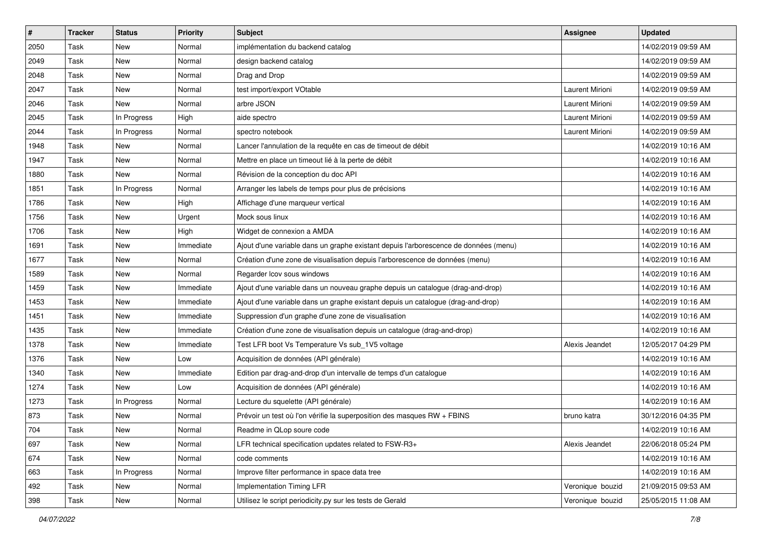| # | Tracker | Status | Priority | Subject | Assignee | Updated |
|---|---|---|---|---|---|---|
| 2050 | Task | New | Normal | implémentation du backend catalog | | 14/02/2019 09:59 AM |
| 2049 | Task | New | Normal | design backend catalog | | 14/02/2019 09:59 AM |
| 2048 | Task | New | Normal | Drag and Drop | | 14/02/2019 09:59 AM |
| 2047 | Task | New | Normal | test import/export VOtable | Laurent Mirioni | 14/02/2019 09:59 AM |
| 2046 | Task | New | Normal | arbre JSON | Laurent Mirioni | 14/02/2019 09:59 AM |
| 2045 | Task | In Progress | High | aide spectro | Laurent Mirioni | 14/02/2019 09:59 AM |
| 2044 | Task | In Progress | Normal | spectro notebook | Laurent Mirioni | 14/02/2019 09:59 AM |
| 1948 | Task | New | Normal | Lancer l'annulation de la requête en cas de timeout de débit | | 14/02/2019 10:16 AM |
| 1947 | Task | New | Normal | Mettre en place un timeout lié à la perte de débit | | 14/02/2019 10:16 AM |
| 1880 | Task | New | Normal | Révision de la conception du doc API | | 14/02/2019 10:16 AM |
| 1851 | Task | In Progress | Normal | Arranger les labels de temps pour plus de précisions | | 14/02/2019 10:16 AM |
| 1786 | Task | New | High | Affichage d'une marqueur vertical | | 14/02/2019 10:16 AM |
| 1756 | Task | New | Urgent | Mock sous linux | | 14/02/2019 10:16 AM |
| 1706 | Task | New | High | Widget de connexion a AMDA | | 14/02/2019 10:16 AM |
| 1691 | Task | New | Immediate | Ajout d'une variable dans un graphe existant depuis l'arborescence de données (menu) | | 14/02/2019 10:16 AM |
| 1677 | Task | New | Normal | Création d'une zone de visualisation depuis l'arborescence de données (menu) | | 14/02/2019 10:16 AM |
| 1589 | Task | New | Normal | Regarder lcov sous windows | | 14/02/2019 10:16 AM |
| 1459 | Task | New | Immediate | Ajout d'une variable dans un nouveau graphe depuis un catalogue (drag-and-drop) | | 14/02/2019 10:16 AM |
| 1453 | Task | New | Immediate | Ajout d'une variable dans un graphe existant depuis un catalogue (drag-and-drop) | | 14/02/2019 10:16 AM |
| 1451 | Task | New | Immediate | Suppression d'un graphe d'une zone de visualisation | | 14/02/2019 10:16 AM |
| 1435 | Task | New | Immediate | Création d'une zone de visualisation depuis un catalogue (drag-and-drop) | | 14/02/2019 10:16 AM |
| 1378 | Task | New | Immediate | Test LFR boot Vs Temperature Vs sub_1V5 voltage | Alexis Jeandet | 12/05/2017 04:29 PM |
| 1376 | Task | New | Low | Acquisition de données (API générale) | | 14/02/2019 10:16 AM |
| 1340 | Task | New | Immediate | Edition par drag-and-drop d'un intervalle de temps d'un catalogue | | 14/02/2019 10:16 AM |
| 1274 | Task | New | Low | Acquisition de données (API générale) | | 14/02/2019 10:16 AM |
| 1273 | Task | In Progress | Normal | Lecture du squelette (API générale) | | 14/02/2019 10:16 AM |
| 873 | Task | New | Normal | Prévoir un test où l'on vérifie la superposition des masques RW + FBINS | bruno katra | 30/12/2016 04:35 PM |
| 704 | Task | New | Normal | Readme in QLop soure code | | 14/02/2019 10:16 AM |
| 697 | Task | New | Normal | LFR technical specification updates related to FSW-R3+ | Alexis Jeandet | 22/06/2018 05:24 PM |
| 674 | Task | New | Normal | code comments | | 14/02/2019 10:16 AM |
| 663 | Task | In Progress | Normal | Improve filter performance in space data tree | | 14/02/2019 10:16 AM |
| 492 | Task | New | Normal | Implementation Timing LFR | Veronique bouzid | 21/09/2015 09:53 AM |
| 398 | Task | New | Normal | Utilisez le script periodicity.py sur les tests de Gerald | Veronique bouzid | 25/05/2015 11:08 AM |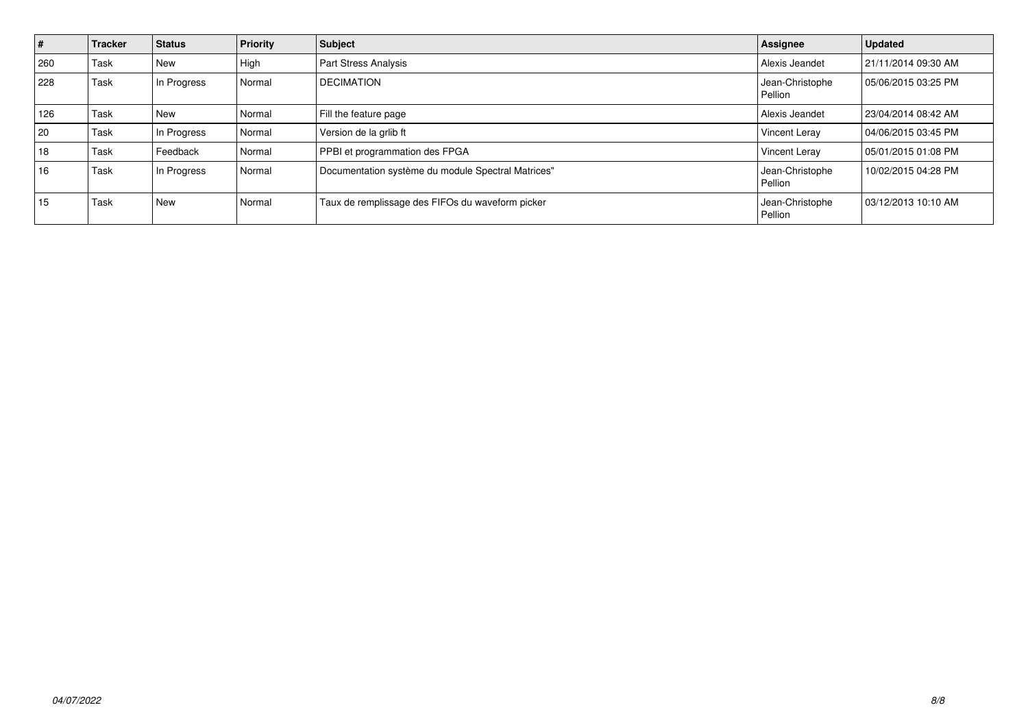| # | Tracker | Status | Priority | Subject | Assignee | Updated |
|---|---|---|---|---|---|---|
| 260 | Task | New | High | Part Stress Analysis | Alexis Jeandet | 21/11/2014 09:30 AM |
| 228 | Task | In Progress | Normal | DECIMATION | Jean-Christophe Pellion | 05/06/2015 03:25 PM |
| 126 | Task | New | Normal | Fill the feature page | Alexis Jeandet | 23/04/2014 08:42 AM |
| 20 | Task | In Progress | Normal | Version de la grlib ft | Vincent Leray | 04/06/2015 03:45 PM |
| 18 | Task | Feedback | Normal | PPBI et programmation des FPGA | Vincent Leray | 05/01/2015 01:08 PM |
| 16 | Task | In Progress | Normal | Documentation système du module Spectral Matrices" | Jean-Christophe Pellion | 10/02/2015 04:28 PM |
| 15 | Task | New | Normal | Taux de remplissage des FIFOs du waveform picker | Jean-Christophe Pellion | 03/12/2013 10:10 AM |